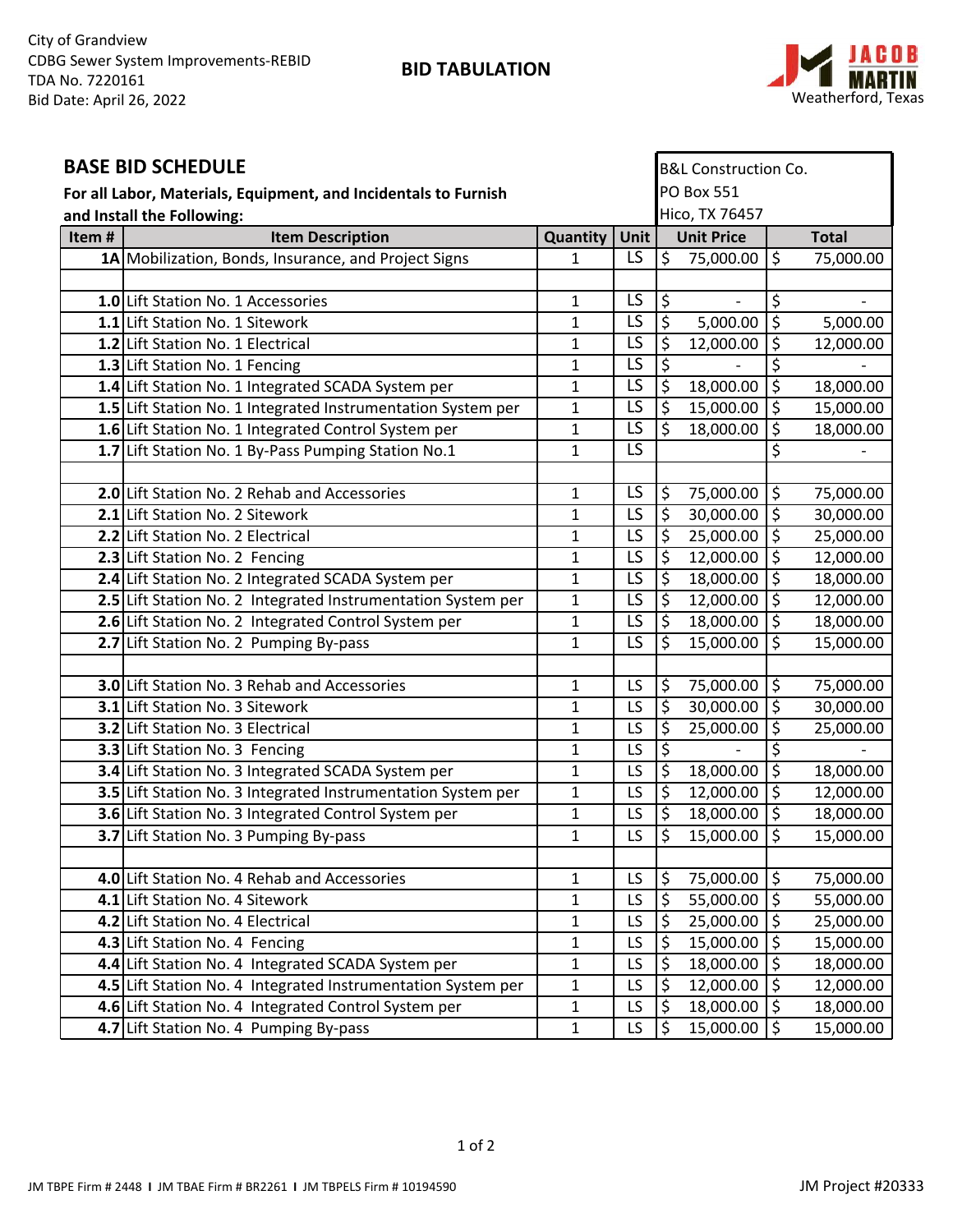City of Grandview
CDBG Sewer System Improvements-REBID
TDA No. 7220161
Bid Date: April 26, 2022

**BID TABULATION**

JACOB MARTIN
Weatherford, Texas

## BASE BID SCHEDULE

**For all Labor, Materials, Equipment, and Incidentals to Furnish and Install the Following:**

B&L Construction Co.
PO Box 551
Hico, TX 76457

| Item # | Item Description | Quantity | Unit | Unit Price | Total |
|---|---|---|---|---|---|
| 1A | Mobilization, Bonds, Insurance, and Project Signs | 1 | LS | $ 75,000.00 | $ 75,000.00 |
| | | | | | |
| 1.0 | Lift Station No. 1 Accessories | 1 | LS | $ - | $ - |
| 1.1 | Lift Station No. 1 Sitework | 1 | LS | $ 5,000.00 | $ 5,000.00 |
| 1.2 | Lift Station No. 1 Electrical | 1 | LS | $ 12,000.00 | $ 12,000.00 |
| 1.3 | Lift Station No. 1 Fencing | 1 | LS | $ - | $ - |
| 1.4 | Lift Station No. 1 Integrated SCADA System per | 1 | LS | $ 18,000.00 | $ 18,000.00 |
| 1.5 | Lift Station No. 1 Integrated Instrumentation System per | 1 | LS | $ 15,000.00 | $ 15,000.00 |
| 1.6 | Lift Station No. 1 Integrated Control System per | 1 | LS | $ 18,000.00 | $ 18,000.00 |
| 1.7 | Lift Station No. 1 By-Pass Pumping Station No.1 | 1 | LS | | $ - |
| | | | | | |
| 2.0 | Lift Station No. 2 Rehab and Accessories | 1 | LS | $ 75,000.00 | $ 75,000.00 |
| 2.1 | Lift Station No. 2 Sitework | 1 | LS | $ 30,000.00 | $ 30,000.00 |
| 2.2 | Lift Station No. 2 Electrical | 1 | LS | $ 25,000.00 | $ 25,000.00 |
| 2.3 | Lift Station No. 2 Fencing | 1 | LS | $ 12,000.00 | $ 12,000.00 |
| 2.4 | Lift Station No. 2 Integrated SCADA System per | 1 | LS | $ 18,000.00 | $ 18,000.00 |
| 2.5 | Lift Station No. 2 Integrated Instrumentation System per | 1 | LS | $ 12,000.00 | $ 12,000.00 |
| 2.6 | Lift Station No. 2 Integrated Control System per | 1 | LS | $ 18,000.00 | $ 18,000.00 |
| 2.7 | Lift Station No. 2 Pumping By-pass | 1 | LS | $ 15,000.00 | $ 15,000.00 |
| | | | | | |
| 3.0 | Lift Station No. 3 Rehab and Accessories | 1 | LS | $ 75,000.00 | $ 75,000.00 |
| 3.1 | Lift Station No. 3 Sitework | 1 | LS | $ 30,000.00 | $ 30,000.00 |
| 3.2 | Lift Station No. 3 Electrical | 1 | LS | $ 25,000.00 | $ 25,000.00 |
| 3.3 | Lift Station No. 3 Fencing | 1 | LS | $ - | $ - |
| 3.4 | Lift Station No. 3 Integrated SCADA System per | 1 | LS | $ 18,000.00 | $ 18,000.00 |
| 3.5 | Lift Station No. 3 Integrated Instrumentation System per | 1 | LS | $ 12,000.00 | $ 12,000.00 |
| 3.6 | Lift Station No. 3 Integrated Control System per | 1 | LS | $ 18,000.00 | $ 18,000.00 |
| 3.7 | Lift Station No. 3 Pumping By-pass | 1 | LS | $ 15,000.00 | $ 15,000.00 |
| | | | | | |
| 4.0 | Lift Station No. 4 Rehab and Accessories | 1 | LS | $ 75,000.00 | $ 75,000.00 |
| 4.1 | Lift Station No. 4 Sitework | 1 | LS | $ 55,000.00 | $ 55,000.00 |
| 4.2 | Lift Station No. 4 Electrical | 1 | LS | $ 25,000.00 | $ 25,000.00 |
| 4.3 | Lift Station No. 4 Fencing | 1 | LS | $ 15,000.00 | $ 15,000.00 |
| 4.4 | Lift Station No. 4 Integrated SCADA System per | 1 | LS | $ 18,000.00 | $ 18,000.00 |
| 4.5 | Lift Station No. 4 Integrated Instrumentation System per | 1 | LS | $ 12,000.00 | $ 12,000.00 |
| 4.6 | Lift Station No. 4 Integrated Control System per | 1 | LS | $ 18,000.00 | $ 18,000.00 |
| 4.7 | Lift Station No. 4 Pumping By-pass | 1 | LS | $ 15,000.00 | $ 15,000.00 |

JM TBPE Firm # 2448 I JM TBAE Firm # BR2261 I JM TBPELS Firm # 10194590

JM Project #20333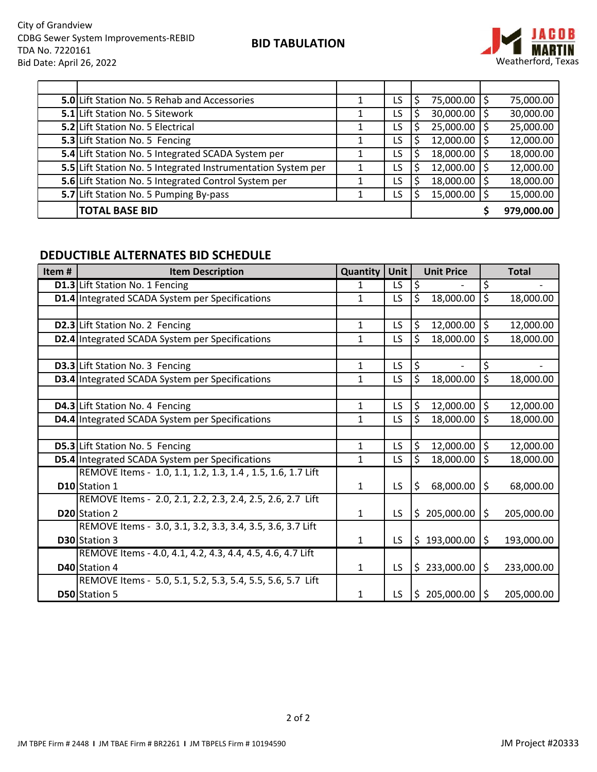City of Grandview
CDBG Sewer System Improvements-REBID
TDA No. 7220161
Bid Date: April 26, 2022

## BID TABULATION

JACOB MARTIN
Weatherford, Texas

| | | | | | |
|---|---|---|---|---|---|
| **5.0** | Lift Station No. 5 Rehab and Accessories | 1 | LS | $ 75,000.00 | $ 75,000.00 |
| **5.1** | Lift Station No. 5 Sitework | 1 | LS | $ 30,000.00 | $ 30,000.00 |
| **5.2** | Lift Station No. 5 Electrical | 1 | LS | $ 25,000.00 | $ 25,000.00 |
| **5.3** | Lift Station No. 5 Fencing | 1 | LS | $ 12,000.00 | $ 12,000.00 |
| **5.4** | Lift Station No. 5 Integrated SCADA System per | 1 | LS | $ 18,000.00 | $ 18,000.00 |
| **5.5** | Lift Station No. 5 Integrated Instrumentation System per | 1 | LS | $ 12,000.00 | $ 12,000.00 |
| **5.6** | Lift Station No. 5 Integrated Control System per | 1 | LS | $ 18,000.00 | $ 18,000.00 |
| **5.7** | Lift Station No. 5 Pumping By-pass | 1 | LS | $ 15,000.00 | $ 15,000.00 |
| | **TOTAL BASE BID** | | | | **$ 979,000.00** |

## DEDUCTIBLE ALTERNATES BID SCHEDULE

| Item # | Item Description | Quantity | Unit | Unit Price | Total |
|---|---|---|---|---|---|
| **D1.3** | Lift Station No. 1 Fencing | 1 | LS | $ - | $ - |
| **D1.4** | Integrated SCADA System per Specifications | 1 | LS | $ 18,000.00 | $ 18,000.00 |
| | | | | | |
| **D2.3** | Lift Station No. 2 Fencing | 1 | LS | $ 12,000.00 | $ 12,000.00 |
| **D2.4** | Integrated SCADA System per Specifications | 1 | LS | $ 18,000.00 | $ 18,000.00 |
| | | | | | |
| **D3.3** | Lift Station No. 3 Fencing | 1 | LS | $ - | $ - |
| **D3.4** | Integrated SCADA System per Specifications | 1 | LS | $ 18,000.00 | $ 18,000.00 |
| | | | | | |
| **D4.3** | Lift Station No. 4 Fencing | 1 | LS | $ 12,000.00 | $ 12,000.00 |
| **D4.4** | Integrated SCADA System per Specifications | 1 | LS | $ 18,000.00 | $ 18,000.00 |
| | | | | | |
| **D5.3** | Lift Station No. 5 Fencing | 1 | LS | $ 12,000.00 | $ 12,000.00 |
| **D5.4** | Integrated SCADA System per Specifications | 1 | LS | $ 18,000.00 | $ 18,000.00 |
| **D10** | REMOVE Items - 1.0, 1.1, 1.2, 1.3, 1.4 , 1.5, 1.6, 1.7 Lift Station 1 | 1 | LS | $ 68,000.00 | $ 68,000.00 |
| **D20** | REMOVE Items - 2.0, 2.1, 2.2, 2.3, 2.4, 2.5, 2.6, 2.7 Lift Station 2 | 1 | LS | $ 205,000.00 | $ 205,000.00 |
| **D30** | REMOVE Items - 3.0, 3.1, 3.2, 3.3, 3.4, 3.5, 3.6, 3.7 Lift Station 3 | 1 | LS | $ 193,000.00 | $ 193,000.00 |
| **D40** | REMOVE Items - 4.0, 4.1, 4.2, 4.3, 4.4, 4.5, 4.6, 4.7 Lift Station 4 | 1 | LS | $ 233,000.00 | $ 233,000.00 |
| **D50** | REMOVE Items - 5.0, 5.1, 5.2, 5.3, 5.4, 5.5, 5.6, 5.7 Lift Station 5 | 1 | LS | $ 205,000.00 | $ 205,000.00 |

JM TBPE Firm # 2448 I JM TBAE Firm # BR2261 I JM TBPELS Firm # 10194590

JM Project #20333